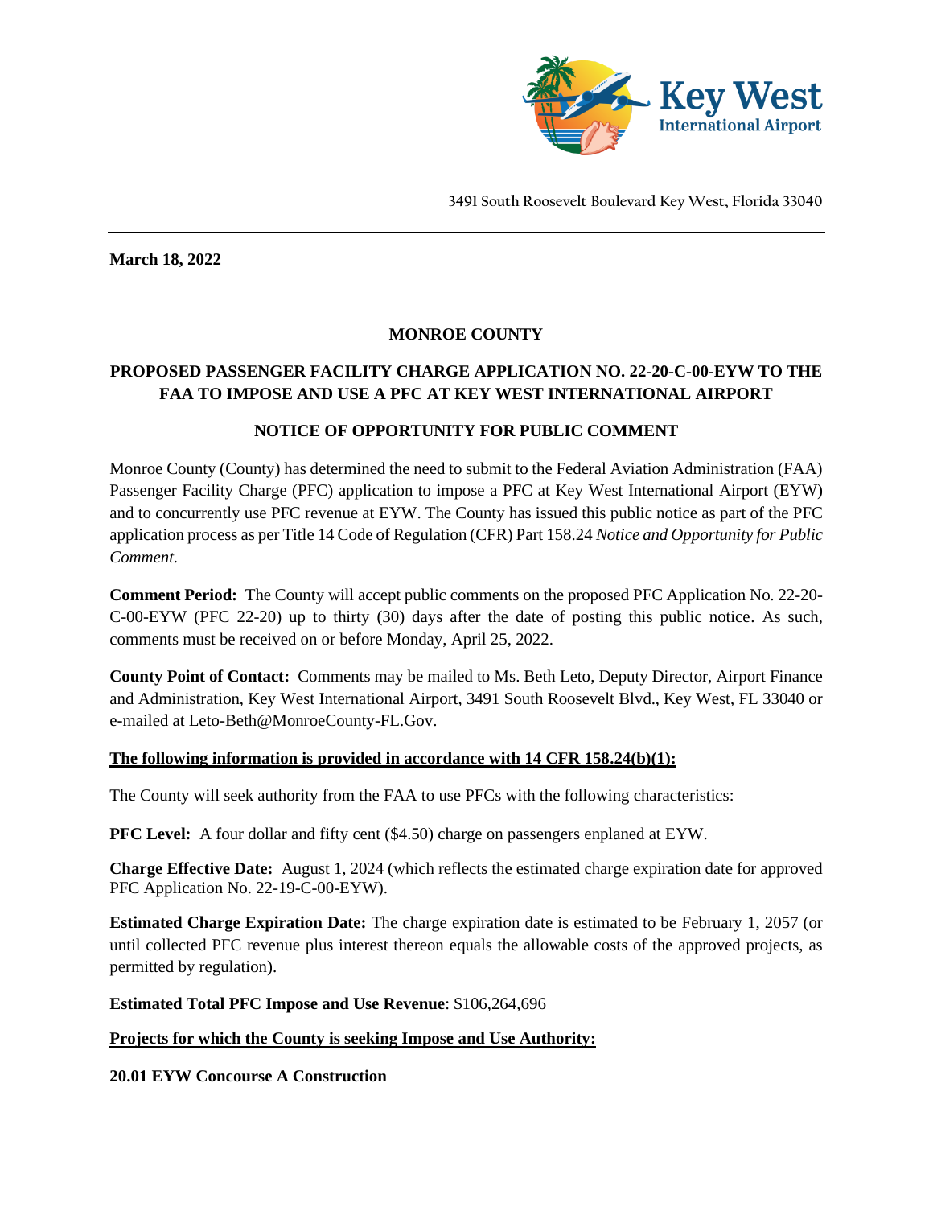Key West International Airport

3491 South Roosevelt Boulevard Key West, Florida 33040

**March 18, 2022**

**MONROE COUNTY**

**PROPOSED PASSENGER FACILITY CHARGE APPLICATION NO. 22-20-C-00-EYW TO THE FAA TO IMPOSE AND USE A PFC AT KEY WEST INTERNATIONAL AIRPORT**

**NOTICE OF OPPORTUNITY FOR PUBLIC COMMENT**

Monroe County (County) has determined the need to submit to the Federal Aviation Administration (FAA) Passenger Facility Charge (PFC) application to impose a PFC at Key West International Airport (EYW) and to concurrently use PFC revenue at EYW. The County has issued this public notice as part of the PFC application process as per Title 14 Code of Regulation (CFR) Part 158.24 *Notice and Opportunity for Public Comment.*

**Comment Period:** The County will accept public comments on the proposed PFC Application No. 22-20-C-00-EYW (PFC 22-20) up to thirty (30) days after the date of posting this public notice. As such, comments must be received on or before Monday, April 25, 2022.

**County Point of Contact:** Comments may be mailed to Ms. Beth Leto, Deputy Director, Airport Finance and Administration, Key West International Airport, 3491 South Roosevelt Blvd., Key West, FL 33040 or e-mailed at Leto-Beth@MonroeCounty-FL.Gov.

**The following information is provided in accordance with 14 CFR 158.24(b)(1):**

The County will seek authority from the FAA to use PFCs with the following characteristics:

**PFC Level:** A four dollar and fifty cent ($4.50) charge on passengers enplaned at EYW.

**Charge Effective Date:** August 1, 2024 (which reflects the estimated charge expiration date for approved PFC Application No. 22-19-C-00-EYW).

**Estimated Charge Expiration Date:** The charge expiration date is estimated to be February 1, 2057 (or until collected PFC revenue plus interest thereon equals the allowable costs of the approved projects, as permitted by regulation).

**Estimated Total PFC Impose and Use Revenue**: $106,264,696

**Projects for which the County is seeking Impose and Use Authority:**

**20.01 EYW Concourse A Construction**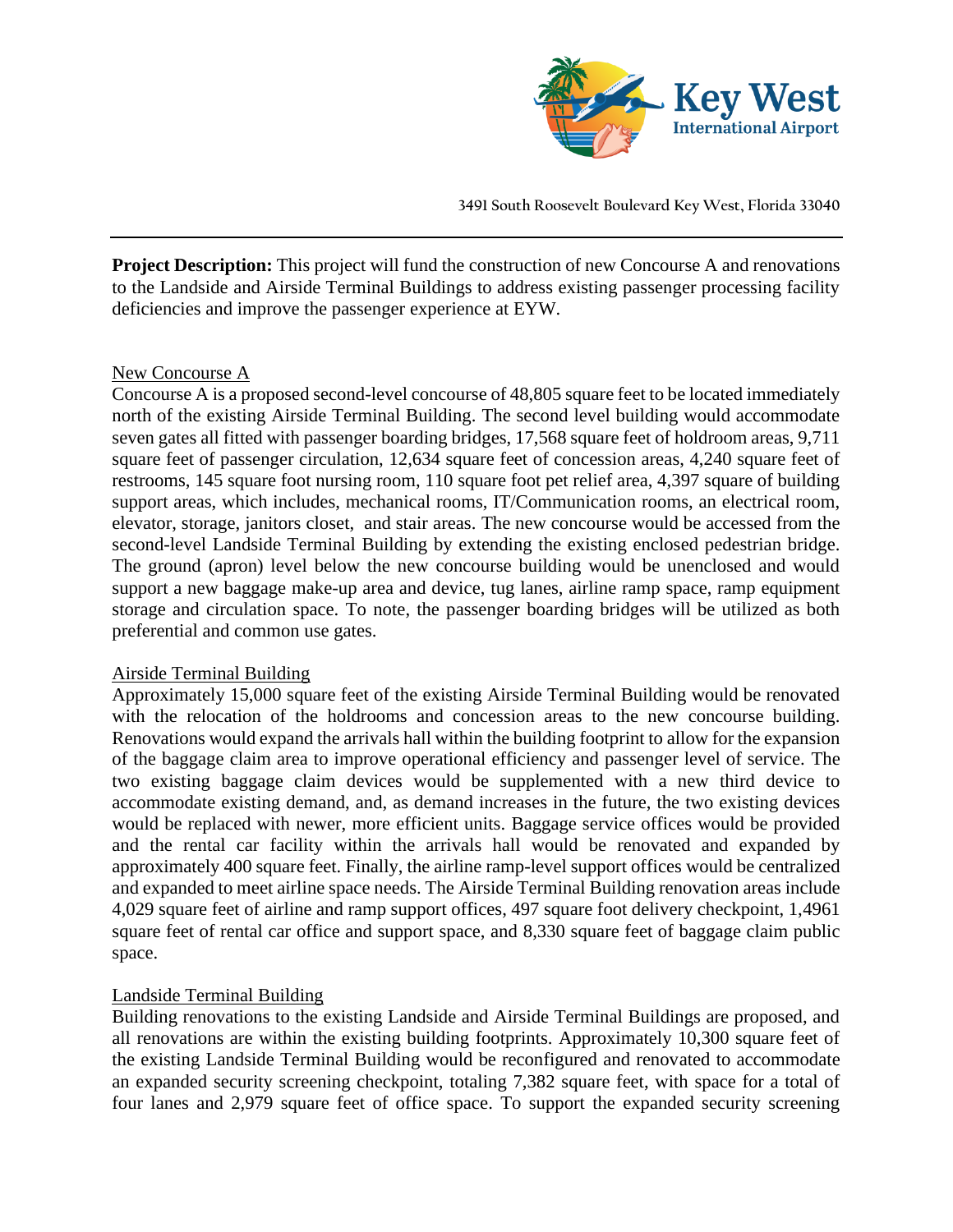**Project Description:** This project will fund the construction of new Concourse A and renovations to the Landside and Airside Terminal Buildings to address existing passenger processing facility deficiencies and improve the passenger experience at EYW.

New Concourse A

Concourse A is a proposed second-level concourse of 48,805 square feet to be located immediately north of the existing Airside Terminal Building. The second level building would accommodate seven gates all fitted with passenger boarding bridges, 17,568 square feet of holdroom areas, 9,711 square feet of passenger circulation, 12,634 square feet of concession areas, 4,240 square feet of restrooms, 145 square foot nursing room, 110 square foot pet relief area, 4,397 square of building support areas, which includes, mechanical rooms, IT/Communication rooms, an electrical room, elevator, storage, janitors closet, and stair areas. The new concourse would be accessed from the second-level Landside Terminal Building by extending the existing enclosed pedestrian bridge. The ground (apron) level below the new concourse building would be unenclosed and would support a new baggage make-up area and device, tug lanes, airline ramp space, ramp equipment storage and circulation space. To note, the passenger boarding bridges will be utilized as both preferential and common use gates.

Airside Terminal Building

Approximately 15,000 square feet of the existing Airside Terminal Building would be renovated with the relocation of the holdrooms and concession areas to the new concourse building. Renovations would expand the arrivals hall within the building footprint to allow for the expansion of the baggage claim area to improve operational efficiency and passenger level of service. The two existing baggage claim devices would be supplemented with a new third device to accommodate existing demand, and, as demand increases in the future, the two existing devices would be replaced with newer, more efficient units. Baggage service offices would be provided and the rental car facility within the arrivals hall would be renovated and expanded by approximately 400 square feet. Finally, the airline ramp-level support offices would be centralized and expanded to meet airline space needs. The Airside Terminal Building renovation areas include 4,029 square feet of airline and ramp support offices, 497 square foot delivery checkpoint, 1,4961 square feet of rental car office and support space, and 8,330 square feet of baggage claim public space.

Landside Terminal Building

Building renovations to the existing Landside and Airside Terminal Buildings are proposed, and all renovations are within the existing building footprints. Approximately 10,300 square feet of the existing Landside Terminal Building would be reconfigured and renovated to accommodate an expanded security screening checkpoint, totaling 7,382 square feet, with space for a total of four lanes and 2,979 square feet of office space. To support the expanded security screening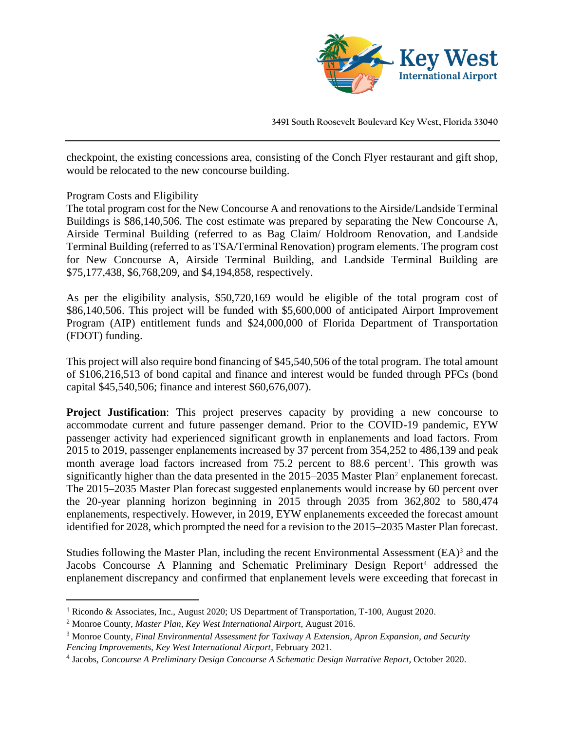checkpoint, the existing concessions area, consisting of the Conch Flyer restaurant and gift shop, would be relocated to the new concourse building.

Program Costs and Eligibility

The total program cost for the New Concourse A and renovations to the Airside/Landside Terminal Buildings is $86,140,506. The cost estimate was prepared by separating the New Concourse A, Airside Terminal Building (referred to as Bag Claim/ Holdroom Renovation, and Landside Terminal Building (referred to as TSA/Terminal Renovation) program elements. The program cost for New Concourse A, Airside Terminal Building, and Landside Terminal Building are $75,177,438, $6,768,209, and $4,194,858, respectively.

As per the eligibility analysis, $50,720,169 would be eligible of the total program cost of $86,140,506. This project will be funded with $5,600,000 of anticipated Airport Improvement Program (AIP) entitlement funds and $24,000,000 of Florida Department of Transportation (FDOT) funding.

This project will also require bond financing of $45,540,506 of the total program. The total amount of $106,216,513 of bond capital and finance and interest would be funded through PFCs (bond capital $45,540,506; finance and interest $60,676,007).

**Project Justification**: This project preserves capacity by providing a new concourse to accommodate current and future passenger demand. Prior to the COVID-19 pandemic, EYW passenger activity had experienced significant growth in enplanements and load factors. From 2015 to 2019, passenger enplanements increased by 37 percent from 354,252 to 486,139 and peak month average load factors increased from 75.2 percent to 88.6 percent[1]. This growth was significantly higher than the data presented in the 2015–2035 Master Plan[2] enplanement forecast. The 2015–2035 Master Plan forecast suggested enplanements would increase by 60 percent over the 20-year planning horizon beginning in 2015 through 2035 from 362,802 to 580,474 enplanements, respectively. However, in 2019, EYW enplanements exceeded the forecast amount identified for 2028, which prompted the need for a revision to the 2015–2035 Master Plan forecast.

Studies following the Master Plan, including the recent Environmental Assessment (EA)[3] and the Jacobs Concourse A Planning and Schematic Preliminary Design Report[4] addressed the enplanement discrepancy and confirmed that enplanement levels were exceeding that forecast in

---

[1] Ricondo & Associates, Inc., August 2020; US Department of Transportation, T-100, August 2020.

[2] Monroe County, *Master Plan, Key West International Airport,* August 2016.

[3] Monroe County, *Final Environmental Assessment for Taxiway A Extension, Apron Expansion, and Security Fencing Improvements, Key West International Airport*, February 2021.

[4] Jacobs, *Concourse A Preliminary Design Concourse A Schematic Design Narrative Report,* October 2020.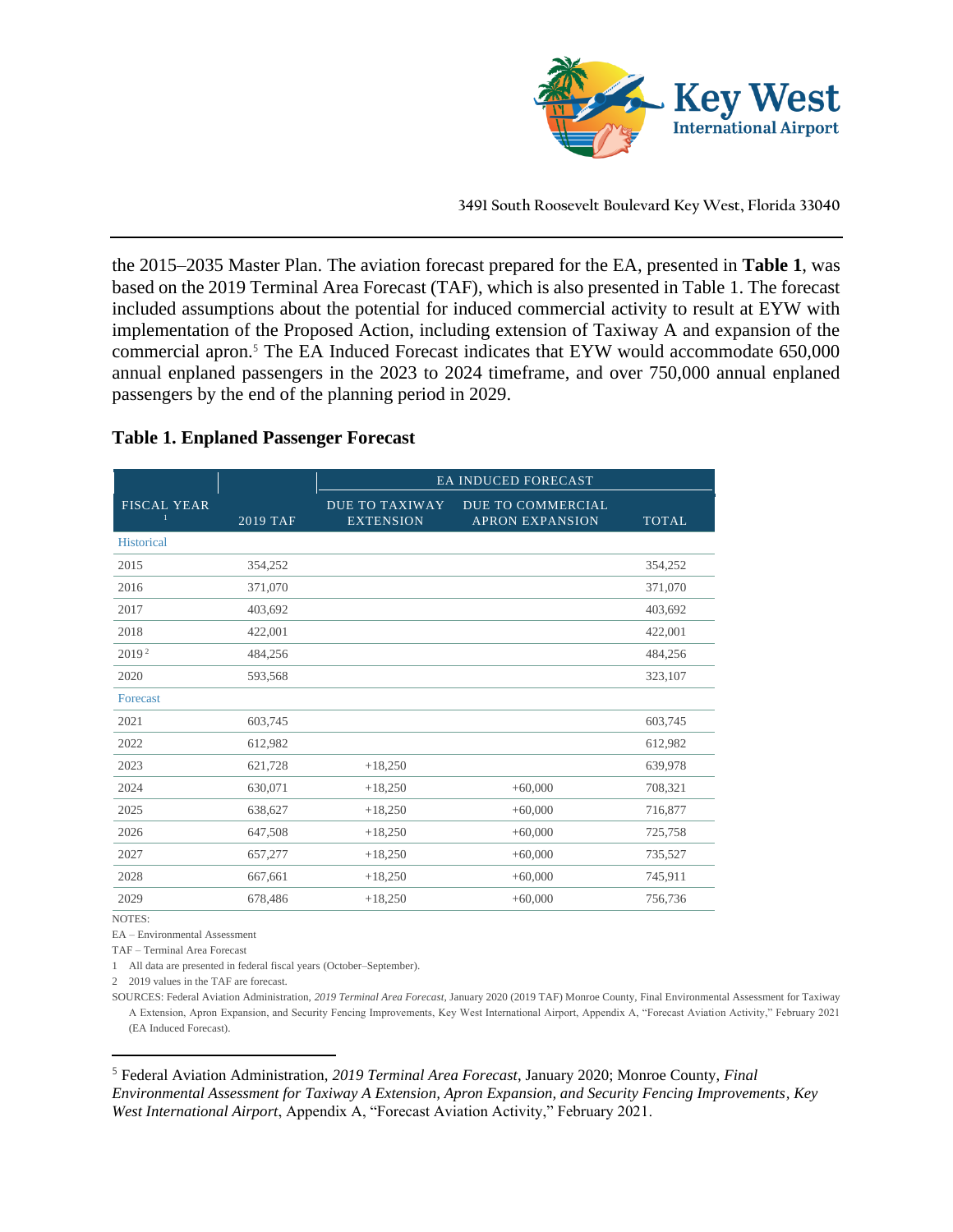the 2015–2035 Master Plan. The aviation forecast prepared for the EA, presented in **Table 1**, was based on the 2019 Terminal Area Forecast (TAF), which is also presented in Table 1. The forecast included assumptions about the potential for induced commercial activity to result at EYW with implementation of the Proposed Action, including extension of Taxiway A and expansion of the commercial apron.[5] The EA Induced Forecast indicates that EYW would accommodate 650,000 annual enplaned passengers in the 2023 to 2024 timeframe, and over 750,000 annual enplaned passengers by the end of the planning period in 2029.

**Table 1. Enplaned Passenger Forecast**

| FISCAL YEAR [1] | 2019 TAF | EA INDUCED FORECAST | | |
|---|---|---|---|---|
| | | DUE TO TAXIWAY EXTENSION | DUE TO COMMERCIAL APRON EXPANSION | TOTAL |
| Historical | | | | |
| 2015 | 354,252 | | | 354,252 |
| 2016 | 371,070 | | | 371,070 |
| 2017 | 403,692 | | | 403,692 |
| 2018 | 422,001 | | | 422,001 |
| 2019 [2] | 484,256 | | | 484,256 |
| 2020 | 593,568 | | | 323,107 |
| Forecast | | | | |
| 2021 | 603,745 | | | 603,745 |
| 2022 | 612,982 | | | 612,982 |
| 2023 | 621,728 | +18,250 | | 639,978 |
| 2024 | 630,071 | +18,250 | +60,000 | 708,321 |
| 2025 | 638,627 | +18,250 | +60,000 | 716,877 |
| 2026 | 647,508 | +18,250 | +60,000 | 725,758 |
| 2027 | 657,277 | +18,250 | +60,000 | 735,527 |
| 2028 | 667,661 | +18,250 | +60,000 | 745,911 |
| 2029 | 678,486 | +18,250 | +60,000 | 756,736 |

NOTES:

EA – Environmental Assessment

TAF – Terminal Area Forecast

1 All data are presented in federal fiscal years (October–September).

2 2019 values in the TAF are forecast.

SOURCES: Federal Aviation Administration, *2019 Terminal Area Forecast*, January 2020 (2019 TAF) Monroe County, Final Environmental Assessment for Taxiway A Extension, Apron Expansion, and Security Fencing Improvements, Key West International Airport, Appendix A, "Forecast Aviation Activity," February 2021 (EA Induced Forecast).

---

[5] Federal Aviation Administration, *2019 Terminal Area Forecast*, January 2020; Monroe County, *Final Environmental Assessment for Taxiway A Extension, Apron Expansion, and Security Fencing Improvements*, *Key West International Airport*, Appendix A, "Forecast Aviation Activity," February 2021.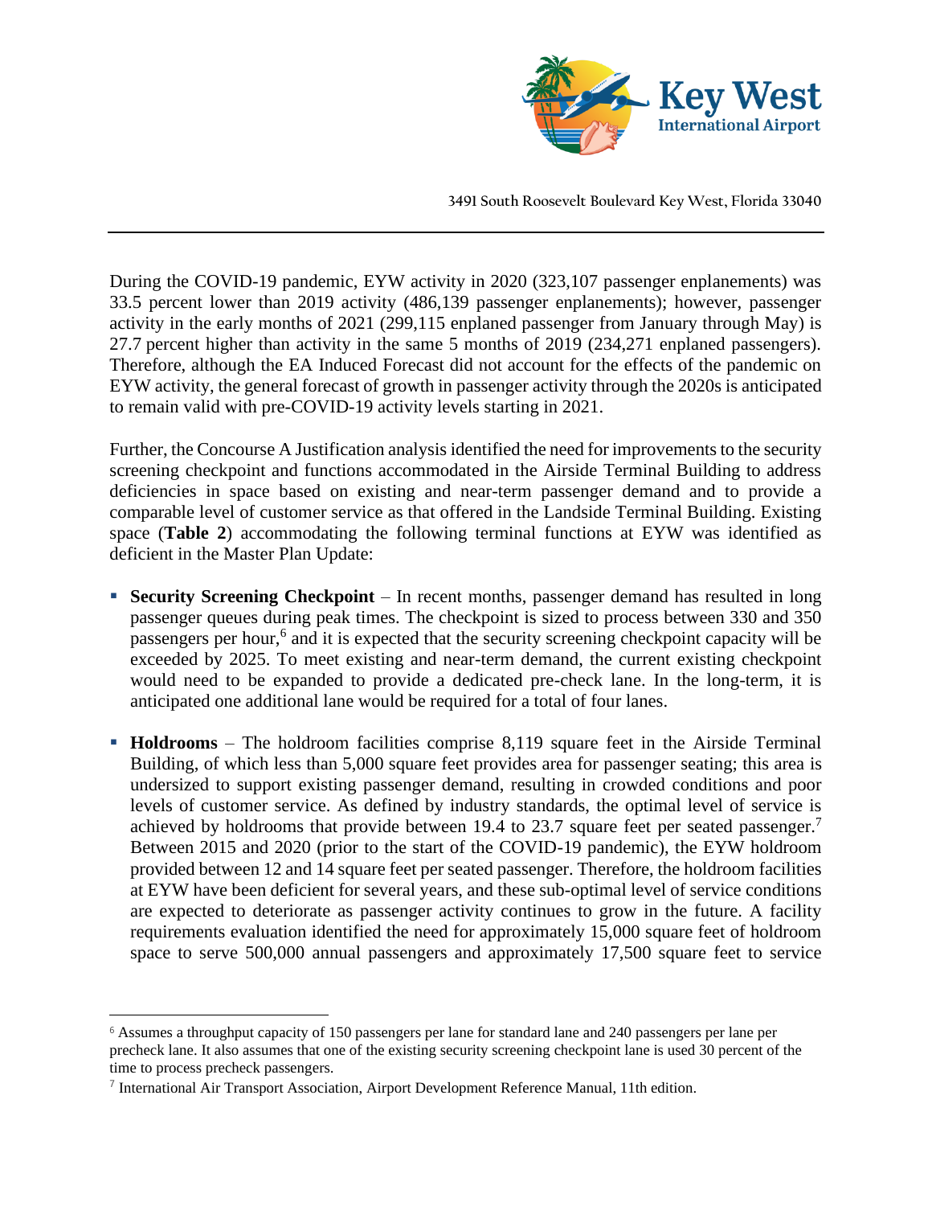During the COVID-19 pandemic, EYW activity in 2020 (323,107 passenger enplanements) was 33.5 percent lower than 2019 activity (486,139 passenger enplanements); however, passenger activity in the early months of 2021 (299,115 enplaned passenger from January through May) is 27.7 percent higher than activity in the same 5 months of 2019 (234,271 enplaned passengers). Therefore, although the EA Induced Forecast did not account for the effects of the pandemic on EYW activity, the general forecast of growth in passenger activity through the 2020s is anticipated to remain valid with pre-COVID-19 activity levels starting in 2021.

Further, the Concourse A Justification analysis identified the need for improvements to the security screening checkpoint and functions accommodated in the Airside Terminal Building to address deficiencies in space based on existing and near-term passenger demand and to provide a comparable level of customer service as that offered in the Landside Terminal Building. Existing space (**Table 2**) accommodating the following terminal functions at EYW was identified as deficient in the Master Plan Update:

- **Security Screening Checkpoint** – In recent months, passenger demand has resulted in long passenger queues during peak times. The checkpoint is sized to process between 330 and 350 passengers per hour,[6] and it is expected that the security screening checkpoint capacity will be exceeded by 2025. To meet existing and near-term demand, the current existing checkpoint would need to be expanded to provide a dedicated pre-check lane. In the long-term, it is anticipated one additional lane would be required for a total of four lanes.

- **Holdrooms** – The holdroom facilities comprise 8,119 square feet in the Airside Terminal Building, of which less than 5,000 square feet provides area for passenger seating; this area is undersized to support existing passenger demand, resulting in crowded conditions and poor levels of customer service. As defined by industry standards, the optimal level of service is achieved by holdrooms that provide between 19.4 to 23.7 square feet per seated passenger.[7] Between 2015 and 2020 (prior to the start of the COVID-19 pandemic), the EYW holdroom provided between 12 and 14 square feet per seated passenger. Therefore, the holdroom facilities at EYW have been deficient for several years, and these sub-optimal level of service conditions are expected to deteriorate as passenger activity continues to grow in the future. A facility requirements evaluation identified the need for approximately 15,000 square feet of holdroom space to serve 500,000 annual passengers and approximately 17,500 square feet to service

---

[6] Assumes a throughput capacity of 150 passengers per lane for standard lane and 240 passengers per lane per precheck lane. It also assumes that one of the existing security screening checkpoint lane is used 30 percent of the time to process precheck passengers.

[7] International Air Transport Association, Airport Development Reference Manual, 11th edition.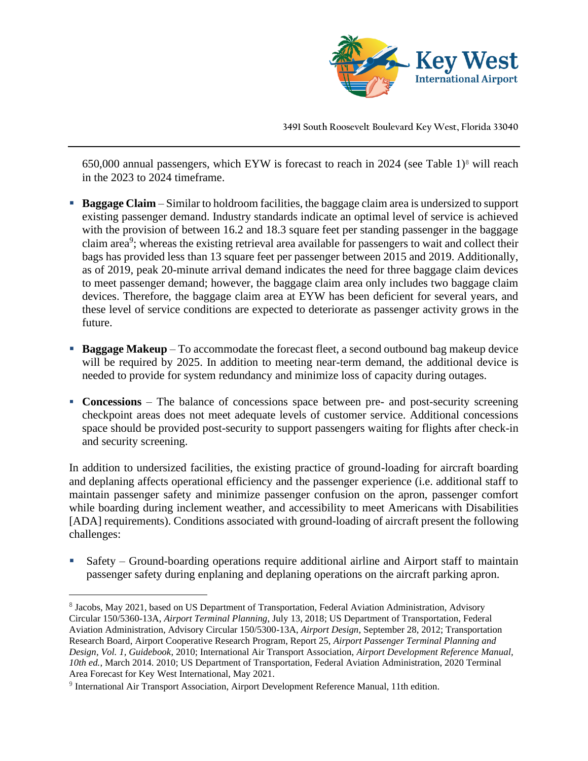650,000 annual passengers, which EYW is forecast to reach in 2024 (see Table 1)[8] will reach in the 2023 to 2024 timeframe.

- **Baggage Claim** – Similar to holdroom facilities, the baggage claim area is undersized to support existing passenger demand. Industry standards indicate an optimal level of service is achieved with the provision of between 16.2 and 18.3 square feet per standing passenger in the baggage claim area[9]; whereas the existing retrieval area available for passengers to wait and collect their bags has provided less than 13 square feet per passenger between 2015 and 2019. Additionally, as of 2019, peak 20-minute arrival demand indicates the need for three baggage claim devices to meet passenger demand; however, the baggage claim area only includes two baggage claim devices. Therefore, the baggage claim area at EYW has been deficient for several years, and these level of service conditions are expected to deteriorate as passenger activity grows in the future.

- **Baggage Makeup** – To accommodate the forecast fleet, a second outbound bag makeup device will be required by 2025. In addition to meeting near-term demand, the additional device is needed to provide for system redundancy and minimize loss of capacity during outages.

- **Concessions** – The balance of concessions space between pre- and post-security screening checkpoint areas does not meet adequate levels of customer service. Additional concessions space should be provided post-security to support passengers waiting for flights after check-in and security screening.

In addition to undersized facilities, the existing practice of ground-loading for aircraft boarding and deplaning affects operational efficiency and the passenger experience (i.e. additional staff to maintain passenger safety and minimize passenger confusion on the apron, passenger comfort while boarding during inclement weather, and accessibility to meet Americans with Disabilities [ADA] requirements). Conditions associated with ground-loading of aircraft present the following challenges:

- Safety – Ground-boarding operations require additional airline and Airport staff to maintain passenger safety during enplaning and deplaning operations on the aircraft parking apron.

---

[8] Jacobs, May 2021, based on US Department of Transportation, Federal Aviation Administration, Advisory Circular 150/5360-13A, *Airport Terminal Planning*, July 13, 2018; US Department of Transportation, Federal Aviation Administration, Advisory Circular 150/5300-13A, *Airport Design*, September 28, 2012; Transportation Research Board, Airport Cooperative Research Program, Report 25, *Airport Passenger Terminal Planning and Design, Vol. 1, Guidebook*, 2010; International Air Transport Association, *Airport Development Reference Manual, 10th ed.*, March 2014. 2010; US Department of Transportation, Federal Aviation Administration, 2020 Terminal Area Forecast for Key West International, May 2021.

[9] International Air Transport Association, Airport Development Reference Manual, 11th edition.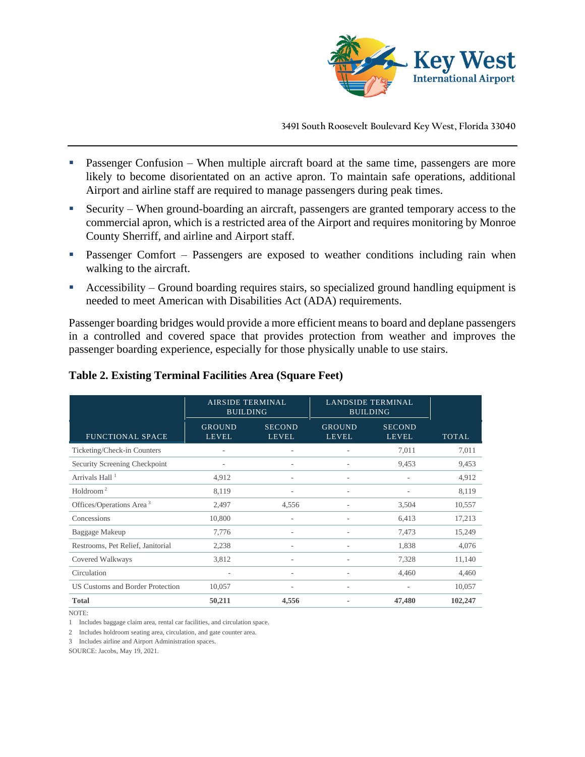- Passenger Confusion – When multiple aircraft board at the same time, passengers are more likely to become disorientated on an active apron. To maintain safe operations, additional Airport and airline staff are required to manage passengers during peak times.
- Security – When ground-boarding an aircraft, passengers are granted temporary access to the commercial apron, which is a restricted area of the Airport and requires monitoring by Monroe County Sherriff, and airline and Airport staff.
- Passenger Comfort – Passengers are exposed to weather conditions including rain when walking to the aircraft.
- Accessibility – Ground boarding requires stairs, so specialized ground handling equipment is needed to meet American with Disabilities Act (ADA) requirements.

Passenger boarding bridges would provide a more efficient means to board and deplane passengers in a controlled and covered space that provides protection from weather and improves the passenger boarding experience, especially for those physically unable to use stairs.

**Table 2. Existing Terminal Facilities Area (Square Feet)**

| | AIRSIDE TERMINAL BUILDING | | LANDSIDE TERMINAL BUILDING | | |
|---|---|---|---|---|---|
| FUNCTIONAL SPACE | GROUND LEVEL | SECOND LEVEL | GROUND LEVEL | SECOND LEVEL | TOTAL |
| Ticketing/Check-in Counters | - | - | - | 7,011 | 7,011 |
| Security Screening Checkpoint | - | - | - | 9,453 | 9,453 |
| Arrivals Hall [1] | 4,912 | - | - | - | 4,912 |
| Holdroom [2] | 8,119 | - | - | - | 8,119 |
| Offices/Operations Area [3] | 2,497 | 4,556 | - | 3,504 | 10,557 |
| Concessions | 10,800 | - | - | 6,413 | 17,213 |
| Baggage Makeup | 7,776 | - | - | 7,473 | 15,249 |
| Restrooms, Pet Relief, Janitorial | 2,238 | - | - | 1,838 | 4,076 |
| Covered Walkways | 3,812 | - | - | 7,328 | 11,140 |
| Circulation | - | - | - | 4,460 | 4,460 |
| US Customs and Border Protection | 10,057 | - | - | - | 10,057 |
| **Total** | **50,211** | **4,556** | - | **47,480** | **102,247** |

NOTE:

1 Includes baggage claim area, rental car facilities, and circulation space.

2 Includes holdroom seating area, circulation, and gate counter area.

3 Includes airline and Airport Administration spaces.

SOURCE: Jacobs, May 19, 2021.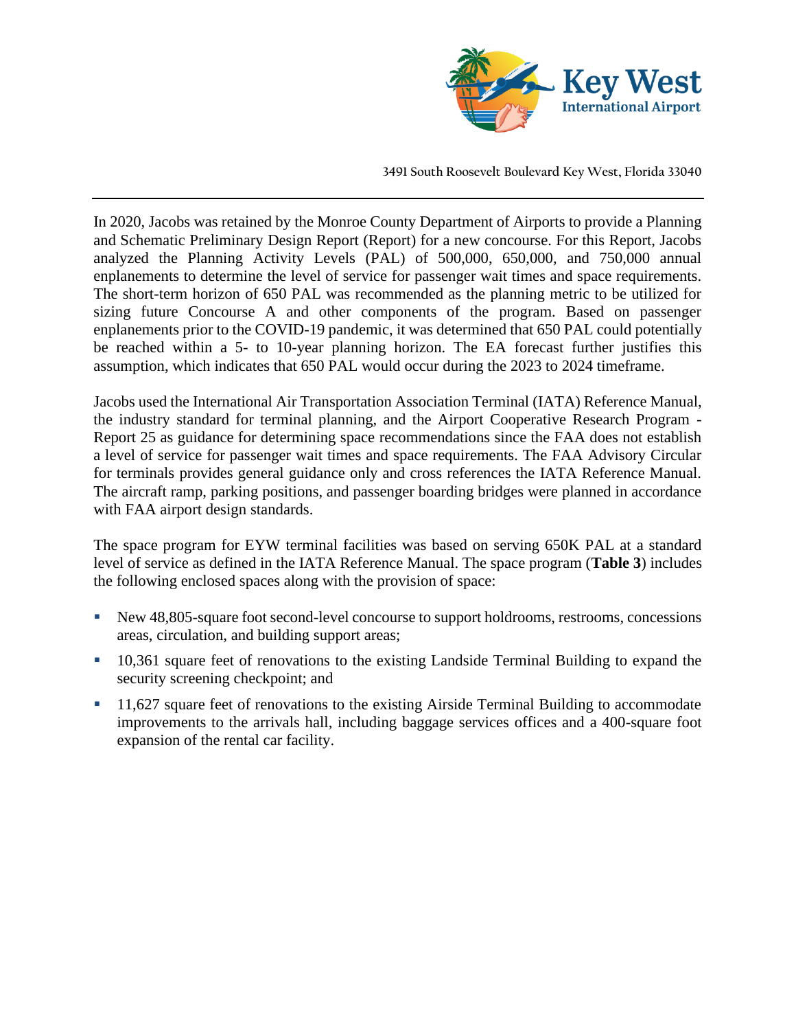In 2020, Jacobs was retained by the Monroe County Department of Airports to provide a Planning and Schematic Preliminary Design Report (Report) for a new concourse. For this Report, Jacobs analyzed the Planning Activity Levels (PAL) of 500,000, 650,000, and 750,000 annual enplanements to determine the level of service for passenger wait times and space requirements. The short-term horizon of 650 PAL was recommended as the planning metric to be utilized for sizing future Concourse A and other components of the program. Based on passenger enplanements prior to the COVID-19 pandemic, it was determined that 650 PAL could potentially be reached within a 5- to 10-year planning horizon. The EA forecast further justifies this assumption, which indicates that 650 PAL would occur during the 2023 to 2024 timeframe.

Jacobs used the International Air Transportation Association Terminal (IATA) Reference Manual, the industry standard for terminal planning, and the Airport Cooperative Research Program - Report 25 as guidance for determining space recommendations since the FAA does not establish a level of service for passenger wait times and space requirements. The FAA Advisory Circular for terminals provides general guidance only and cross references the IATA Reference Manual. The aircraft ramp, parking positions, and passenger boarding bridges were planned in accordance with FAA airport design standards.

The space program for EYW terminal facilities was based on serving 650K PAL at a standard level of service as defined in the IATA Reference Manual. The space program (**Table 3**) includes the following enclosed spaces along with the provision of space:

- New 48,805-square foot second-level concourse to support holdrooms, restrooms, concessions areas, circulation, and building support areas;
- 10,361 square feet of renovations to the existing Landside Terminal Building to expand the security screening checkpoint; and
- 11,627 square feet of renovations to the existing Airside Terminal Building to accommodate improvements to the arrivals hall, including baggage services offices and a 400-square foot expansion of the rental car facility.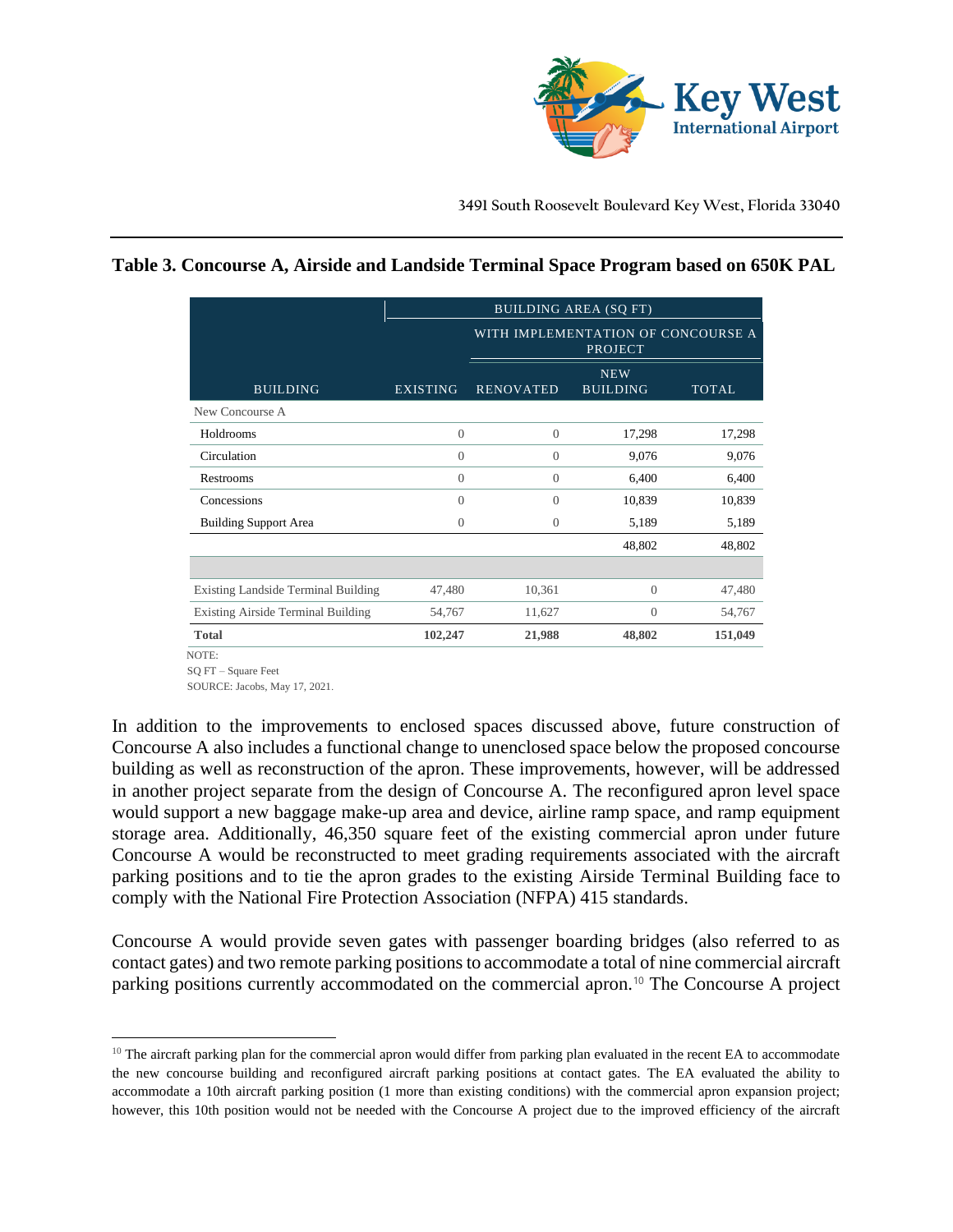**Table 3. Concourse A, Airside and Landside Terminal Space Program based on 650K PAL**

| | BUILDING AREA (SQ FT) | | | |
|---|---|---|---|---|
| | | WITH IMPLEMENTATION OF CONCOURSE A PROJECT | | |
| BUILDING | EXISTING | RENOVATED | NEW BUILDING | TOTAL |
| New Concourse A | | | | |
| Holdrooms | 0 | 0 | 17,298 | 17,298 |
| Circulation | 0 | 0 | 9,076 | 9,076 |
| Restrooms | 0 | 0 | 6,400 | 6,400 |
| Concessions | 0 | 0 | 10,839 | 10,839 |
| Building Support Area | 0 | 0 | 5,189 | 5,189 |
| | | | 48,802 | 48,802 |
| | | | | |
| Existing Landside Terminal Building | 47,480 | 10,361 | 0 | 47,480 |
| Existing Airside Terminal Building | 54,767 | 11,627 | 0 | 54,767 |
| **Total** | **102,247** | **21,988** | **48,802** | **151,049** |

NOTE:
SQ FT – Square Feet
SOURCE: Jacobs, May 17, 2021.

In addition to the improvements to enclosed spaces discussed above, future construction of Concourse A also includes a functional change to unenclosed space below the proposed concourse building as well as reconstruction of the apron. These improvements, however, will be addressed in another project separate from the design of Concourse A. The reconfigured apron level space would support a new baggage make-up area and device, airline ramp space, and ramp equipment storage area. Additionally, 46,350 square feet of the existing commercial apron under future Concourse A would be reconstructed to meet grading requirements associated with the aircraft parking positions and to tie the apron grades to the existing Airside Terminal Building face to comply with the National Fire Protection Association (NFPA) 415 standards.

Concourse A would provide seven gates with passenger boarding bridges (also referred to as contact gates) and two remote parking positions to accommodate a total of nine commercial aircraft parking positions currently accommodated on the commercial apron.[10] The Concourse A project

[10] The aircraft parking plan for the commercial apron would differ from parking plan evaluated in the recent EA to accommodate the new concourse building and reconfigured aircraft parking positions at contact gates. The EA evaluated the ability to accommodate a 10th aircraft parking position (1 more than existing conditions) with the commercial apron expansion project; however, this 10th position would not be needed with the Concourse A project due to the improved efficiency of the aircraft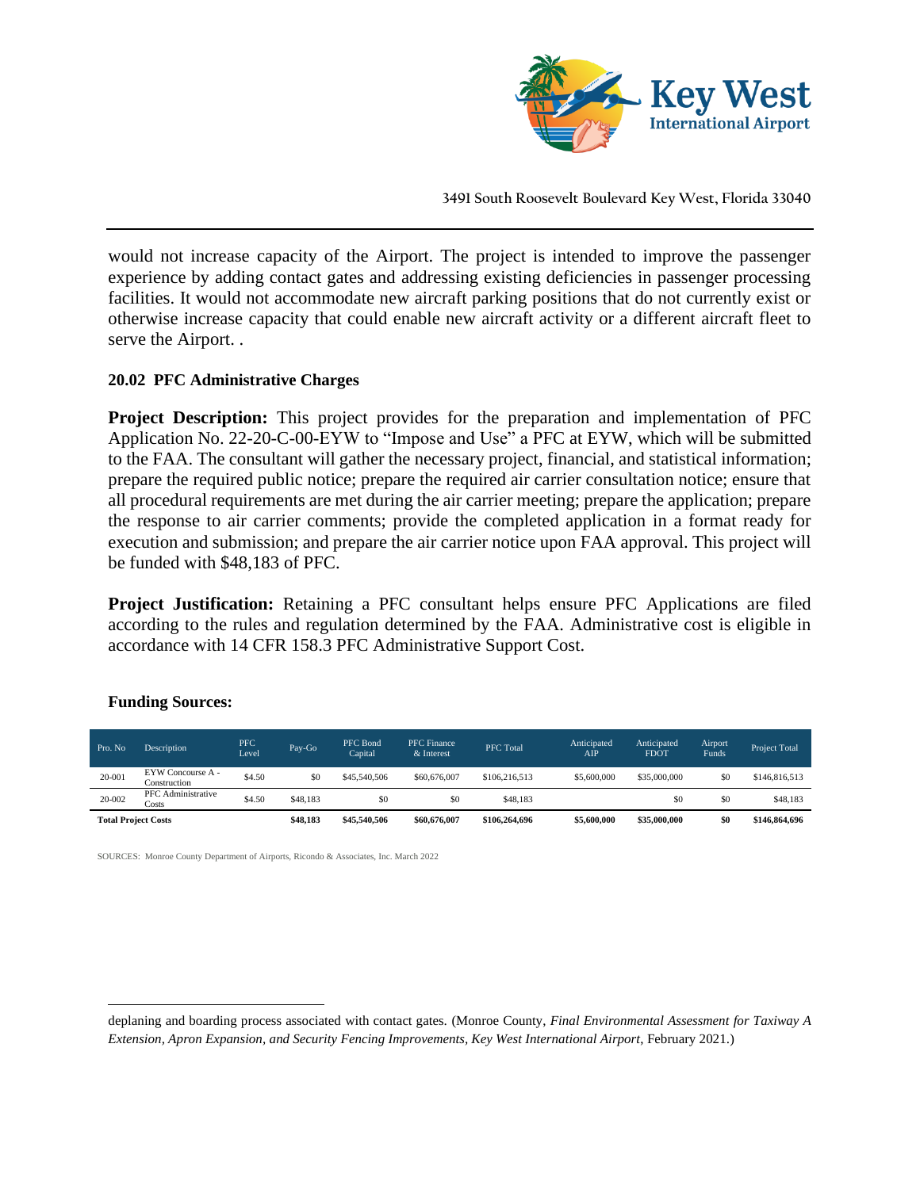would not increase capacity of the Airport. The project is intended to improve the passenger experience by adding contact gates and addressing existing deficiencies in passenger processing facilities. It would not accommodate new aircraft parking positions that do not currently exist or otherwise increase capacity that could enable new aircraft activity or a different aircraft fleet to serve the Airport. .

### 20.02 PFC Administrative Charges

**Project Description:** This project provides for the preparation and implementation of PFC Application No. 22-20-C-00-EYW to "Impose and Use" a PFC at EYW, which will be submitted to the FAA. The consultant will gather the necessary project, financial, and statistical information; prepare the required public notice; prepare the required air carrier consultation notice; ensure that all procedural requirements are met during the air carrier meeting; prepare the application; prepare the response to air carrier comments; provide the completed application in a format ready for execution and submission; and prepare the air carrier notice upon FAA approval. This project will be funded with $48,183 of PFC.

**Project Justification:** Retaining a PFC consultant helps ensure PFC Applications are filed according to the rules and regulation determined by the FAA. Administrative cost is eligible in accordance with 14 CFR 158.3 PFC Administrative Support Cost.

**Funding Sources:**

| Pro. No | Description | PFC Level | Pay-Go | PFC Bond Capital | PFC Finance & Interest | PFC Total | Anticipated AIP | Anticipated FDOT | Airport Funds | Project Total |
|---|---|---|---|---|---|---|---|---|---|---|
| 20-001 | EYW Concourse A - Construction | $4.50 | $0 | $45,540,506 | $60,676,007 | $106,216,513 | $5,600,000 | $35,000,000 | $0 | $146,816,513 |
| 20-002 | PFC Administrative Costs | $4.50 | $48,183 | $0 | $0 | $48,183 | | $0 | $0 | $48,183 |
| **Total Project Costs** | | | **$48,183** | **$45,540,506** | **$60,676,007** | **$106,264,696** | **$5,600,000** | **$35,000,000** | **$0** | **$146,864,696** |

SOURCES: Monroe County Department of Airports, Ricondo & Associates, Inc. March 2022

---

deplaning and boarding process associated with contact gates. (Monroe County, *Final Environmental Assessment for Taxiway A Extension, Apron Expansion, and Security Fencing Improvements, Key West International Airport*, February 2021.)